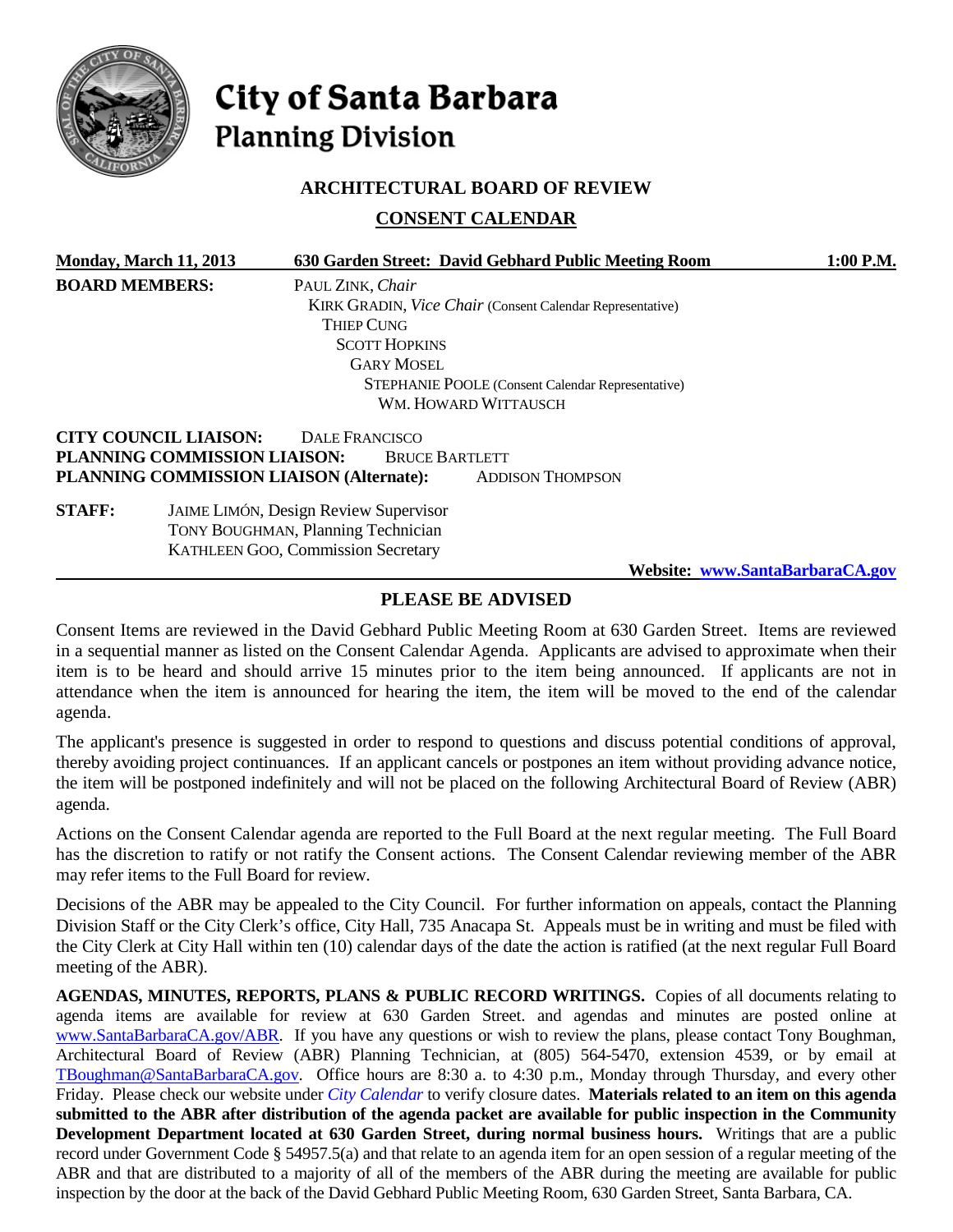# City of Santa Barbara
## Planning Division

### ARCHITECTURAL BOARD OF REVIEW

### CONSENT CALENDAR

**Monday, March 11, 2013** **630 Garden Street: David Gebhard Public Meeting Room** **1:00 P.M.**

**BOARD MEMBERS:**
PAUL ZINK, *Chair*
KIRK GRADIN, *Vice Chair* (Consent Calendar Representative)
THIEP CUNG
SCOTT HOPKINS
GARY MOSEL
STEPHANIE POOLE (Consent Calendar Representative)
WM. HOWARD WITTAUSCH

**CITY COUNCIL LIAISON:** DALE FRANCISCO
**PLANNING COMMISSION LIAISON:** BRUCE BARTLETT
**PLANNING COMMISSION LIAISON (Alternate):** ADDISON THOMPSON

**STAFF:**
JAIME LIMÓN, Design Review Supervisor
TONY BOUGHMAN, Planning Technician
KATHLEEN GOO, Commission Secretary

**Website: www.SantaBarbaraCA.gov**

### PLEASE BE ADVISED

Consent Items are reviewed in the David Gebhard Public Meeting Room at 630 Garden Street. Items are reviewed in a sequential manner as listed on the Consent Calendar Agenda. Applicants are advised to approximate when their item is to be heard and should arrive 15 minutes prior to the item being announced. If applicants are not in attendance when the item is announced for hearing the item, the item will be moved to the end of the calendar agenda.

The applicant's presence is suggested in order to respond to questions and discuss potential conditions of approval, thereby avoiding project continuances. If an applicant cancels or postpones an item without providing advance notice, the item will be postponed indefinitely and will not be placed on the following Architectural Board of Review (ABR) agenda.

Actions on the Consent Calendar agenda are reported to the Full Board at the next regular meeting. The Full Board has the discretion to ratify or not ratify the Consent actions. The Consent Calendar reviewing member of the ABR may refer items to the Full Board for review.

Decisions of the ABR may be appealed to the City Council. For further information on appeals, contact the Planning Division Staff or the City Clerk's office, City Hall, 735 Anacapa St. Appeals must be in writing and must be filed with the City Clerk at City Hall within ten (10) calendar days of the date the action is ratified (at the next regular Full Board meeting of the ABR).

**AGENDAS, MINUTES, REPORTS, PLANS & PUBLIC RECORD WRITINGS.** Copies of all documents relating to agenda items are available for review at 630 Garden Street. and agendas and minutes are posted online at www.SantaBarbaraCA.gov/ABR. If you have any questions or wish to review the plans, please contact Tony Boughman, Architectural Board of Review (ABR) Planning Technician, at (805) 564-5470, extension 4539, or by email at TBoughman@SantaBarbaraCA.gov. Office hours are 8:30 a. to 4:30 p.m., Monday through Thursday, and every other Friday. Please check our website under *City Calendar* to verify closure dates. **Materials related to an item on this agenda submitted to the ABR after distribution of the agenda packet are available for public inspection in the Community Development Department located at 630 Garden Street, during normal business hours.** Writings that are a public record under Government Code § 54957.5(a) and that relate to an agenda item for an open session of a regular meeting of the ABR and that are distributed to a majority of all of the members of the ABR during the meeting are available for public inspection by the door at the back of the David Gebhard Public Meeting Room, 630 Garden Street, Santa Barbara, CA.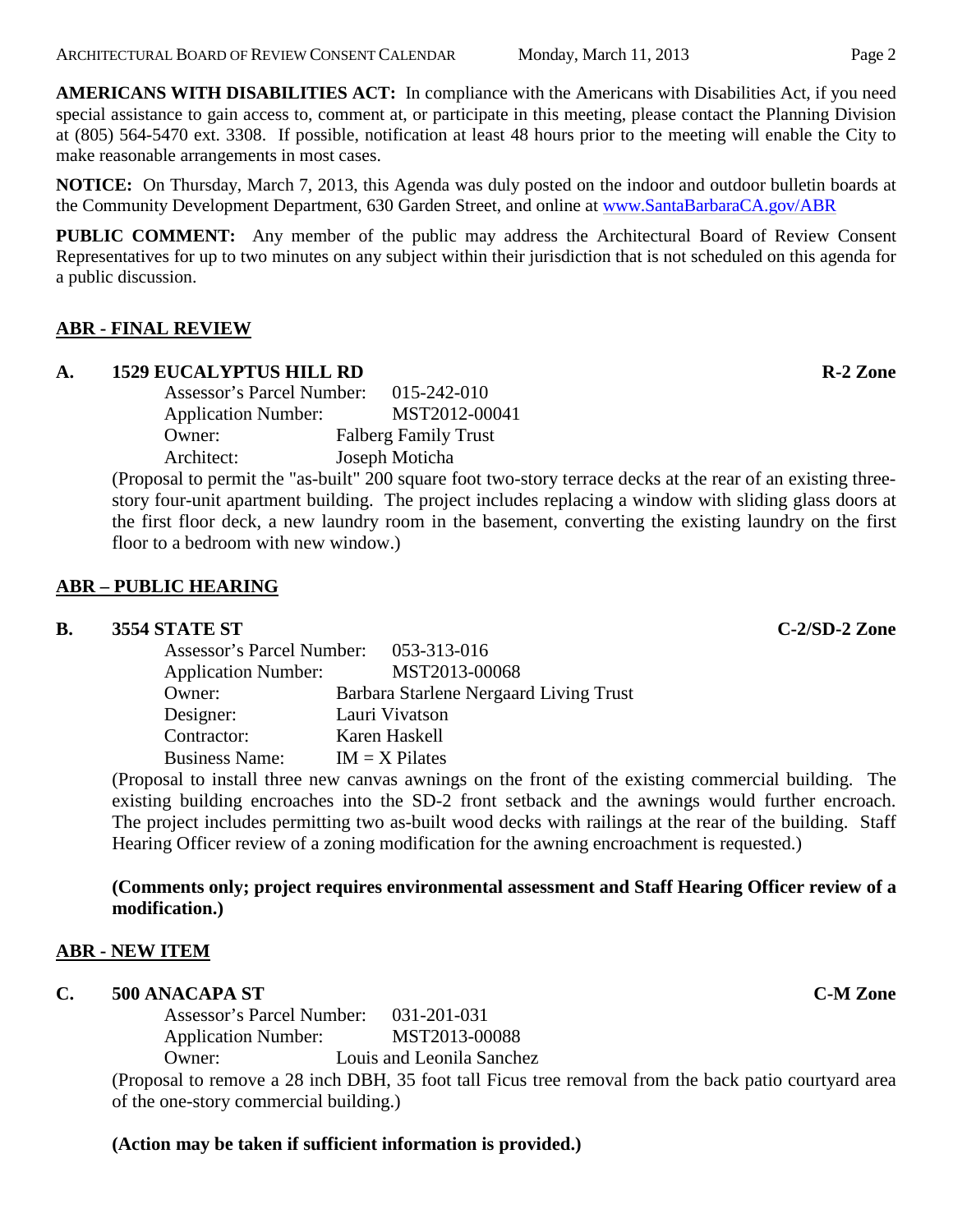**AMERICANS WITH DISABILITIES ACT:** In compliance with the Americans with Disabilities Act, if you need special assistance to gain access to, comment at, or participate in this meeting, please contact the Planning Division at (805) 564-5470 ext. 3308. If possible, notification at least 48 hours prior to the meeting will enable the City to make reasonable arrangements in most cases.

**NOTICE:** On Thursday, March 7, 2013, this Agenda was duly posted on the indoor and outdoor bulletin boards at the Community Development Department, 630 Garden Street, and online at www.SantaBarbaraCA.gov/ABR

**PUBLIC COMMENT:** Any member of the public may address the Architectural Board of Review Consent Representatives for up to two minutes on any subject within their jurisdiction that is not scheduled on this agenda for a public discussion.

## ABR - FINAL REVIEW

### A. 1529 EUCALYPTUS HILL RD — R-2 Zone

Assessor's Parcel Number: 015-242-010
Application Number: MST2012-00041
Owner: Falberg Family Trust
Architect: Joseph Moticha

(Proposal to permit the "as-built" 200 square foot two-story terrace decks at the rear of an existing three-story four-unit apartment building. The project includes replacing a window with sliding glass doors at the first floor deck, a new laundry room in the basement, converting the existing laundry on the first floor to a bedroom with new window.)

## ABR – PUBLIC HEARING

### B. 3554 STATE ST — C-2/SD-2 Zone

Assessor's Parcel Number: 053-313-016
Application Number: MST2013-00068
Owner: Barbara Starlene Nergaard Living Trust
Designer: Lauri Vivatson
Contractor: Karen Haskell
Business Name: IM = X Pilates

(Proposal to install three new canvas awnings on the front of the existing commercial building. The existing building encroaches into the SD-2 front setback and the awnings would further encroach. The project includes permitting two as-built wood decks with railings at the rear of the building. Staff Hearing Officer review of a zoning modification for the awning encroachment is requested.)

**(Comments only; project requires environmental assessment and Staff Hearing Officer review of a modification.)**

## ABR - NEW ITEM

### C. 500 ANACAPA ST — C-M Zone

Assessor's Parcel Number: 031-201-031
Application Number: MST2013-00088
Owner: Louis and Leonila Sanchez

(Proposal to remove a 28 inch DBH, 35 foot tall Ficus tree removal from the back patio courtyard area of the one-story commercial building.)

**(Action may be taken if sufficient information is provided.)**